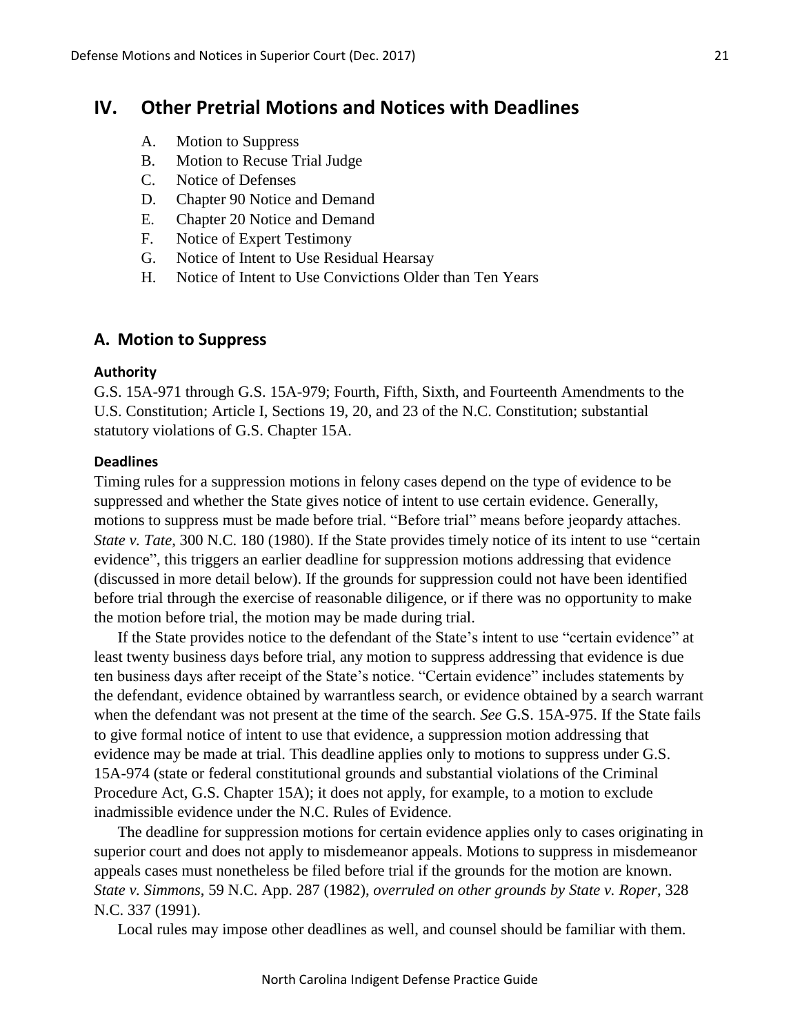# IV. Other Pretrial Motions and Notices with Deadlines

A. Motion to Suppress
B. Motion to Recuse Trial Judge
C. Notice of Defenses
D. Chapter 90 Notice and Demand
E. Chapter 20 Notice and Demand
F. Notice of Expert Testimony
G. Notice of Intent to Use Residual Hearsay
H. Notice of Intent to Use Convictions Older than Ten Years

## A. Motion to Suppress

### Authority

G.S. 15A-971 through G.S. 15A-979; Fourth, Fifth, Sixth, and Fourteenth Amendments to the U.S. Constitution; Article I, Sections 19, 20, and 23 of the N.C. Constitution; substantial statutory violations of G.S. Chapter 15A.

### Deadlines

Timing rules for a suppression motions in felony cases depend on the type of evidence to be suppressed and whether the State gives notice of intent to use certain evidence. Generally, motions to suppress must be made before trial. "Before trial" means before jeopardy attaches. *State v. Tate*, 300 N.C. 180 (1980). If the State provides timely notice of its intent to use "certain evidence", this triggers an earlier deadline for suppression motions addressing that evidence (discussed in more detail below). If the grounds for suppression could not have been identified before trial through the exercise of reasonable diligence, or if there was no opportunity to make the motion before trial, the motion may be made during trial.

If the State provides notice to the defendant of the State's intent to use "certain evidence" at least twenty business days before trial, any motion to suppress addressing that evidence is due ten business days after receipt of the State's notice. "Certain evidence" includes statements by the defendant, evidence obtained by warrantless search, or evidence obtained by a search warrant when the defendant was not present at the time of the search. *See* G.S. 15A-975. If the State fails to give formal notice of intent to use that evidence, a suppression motion addressing that evidence may be made at trial. This deadline applies only to motions to suppress under G.S. 15A-974 (state or federal constitutional grounds and substantial violations of the Criminal Procedure Act, G.S. Chapter 15A); it does not apply, for example, to a motion to exclude inadmissible evidence under the N.C. Rules of Evidence.

The deadline for suppression motions for certain evidence applies only to cases originating in superior court and does not apply to misdemeanor appeals. Motions to suppress in misdemeanor appeals cases must nonetheless be filed before trial if the grounds for the motion are known. *State v. Simmons*, 59 N.C. App. 287 (1982), *overruled on other grounds by State v. Roper*, 328 N.C. 337 (1991).

Local rules may impose other deadlines as well, and counsel should be familiar with them.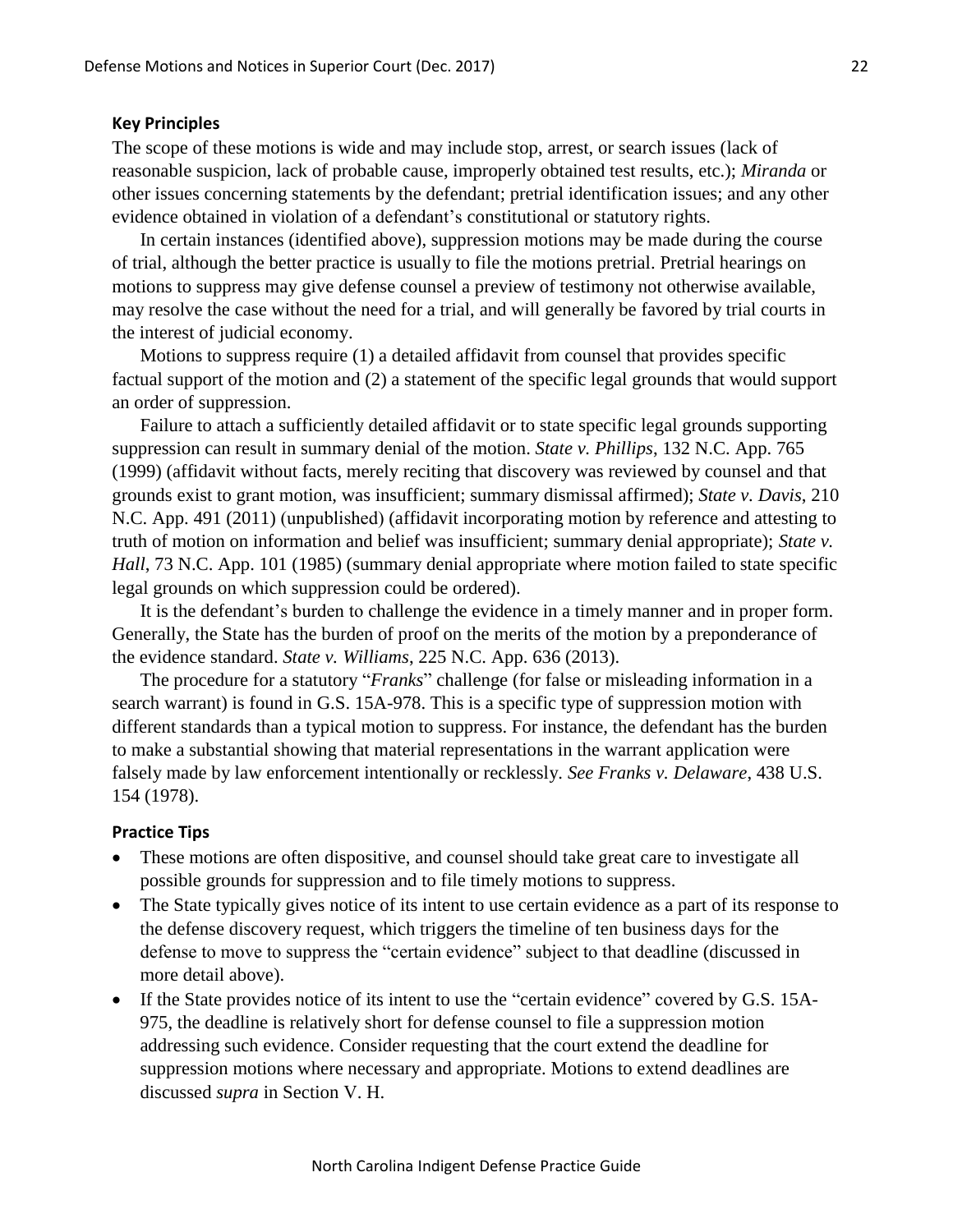### Key Principles

The scope of these motions is wide and may include stop, arrest, or search issues (lack of reasonable suspicion, lack of probable cause, improperly obtained test results, etc.); *Miranda* or other issues concerning statements by the defendant; pretrial identification issues; and any other evidence obtained in violation of a defendant's constitutional or statutory rights.

In certain instances (identified above), suppression motions may be made during the course of trial, although the better practice is usually to file the motions pretrial. Pretrial hearings on motions to suppress may give defense counsel a preview of testimony not otherwise available, may resolve the case without the need for a trial, and will generally be favored by trial courts in the interest of judicial economy.

Motions to suppress require (1) a detailed affidavit from counsel that provides specific factual support of the motion and (2) a statement of the specific legal grounds that would support an order of suppression.

Failure to attach a sufficiently detailed affidavit or to state specific legal grounds supporting suppression can result in summary denial of the motion. *State v. Phillips*, 132 N.C. App. 765 (1999) (affidavit without facts, merely reciting that discovery was reviewed by counsel and that grounds exist to grant motion, was insufficient; summary dismissal affirmed); *State v. Davis*, 210 N.C. App. 491 (2011) (unpublished) (affidavit incorporating motion by reference and attesting to truth of motion on information and belief was insufficient; summary denial appropriate); *State v. Hall*, 73 N.C. App. 101 (1985) (summary denial appropriate where motion failed to state specific legal grounds on which suppression could be ordered).

It is the defendant's burden to challenge the evidence in a timely manner and in proper form. Generally, the State has the burden of proof on the merits of the motion by a preponderance of the evidence standard. *State v. Williams*, 225 N.C. App. 636 (2013).

The procedure for a statutory "*Franks*" challenge (for false or misleading information in a search warrant) is found in G.S. 15A-978. This is a specific type of suppression motion with different standards than a typical motion to suppress. For instance, the defendant has the burden to make a substantial showing that material representations in the warrant application were falsely made by law enforcement intentionally or recklessly. *See Franks v. Delaware*, 438 U.S. 154 (1978).

### Practice Tips

- These motions are often dispositive, and counsel should take great care to investigate all possible grounds for suppression and to file timely motions to suppress.
- The State typically gives notice of its intent to use certain evidence as a part of its response to the defense discovery request, which triggers the timeline of ten business days for the defense to move to suppress the "certain evidence" subject to that deadline (discussed in more detail above).
- If the State provides notice of its intent to use the "certain evidence" covered by G.S. 15A-975, the deadline is relatively short for defense counsel to file a suppression motion addressing such evidence. Consider requesting that the court extend the deadline for suppression motions where necessary and appropriate. Motions to extend deadlines are discussed *supra* in Section V. H.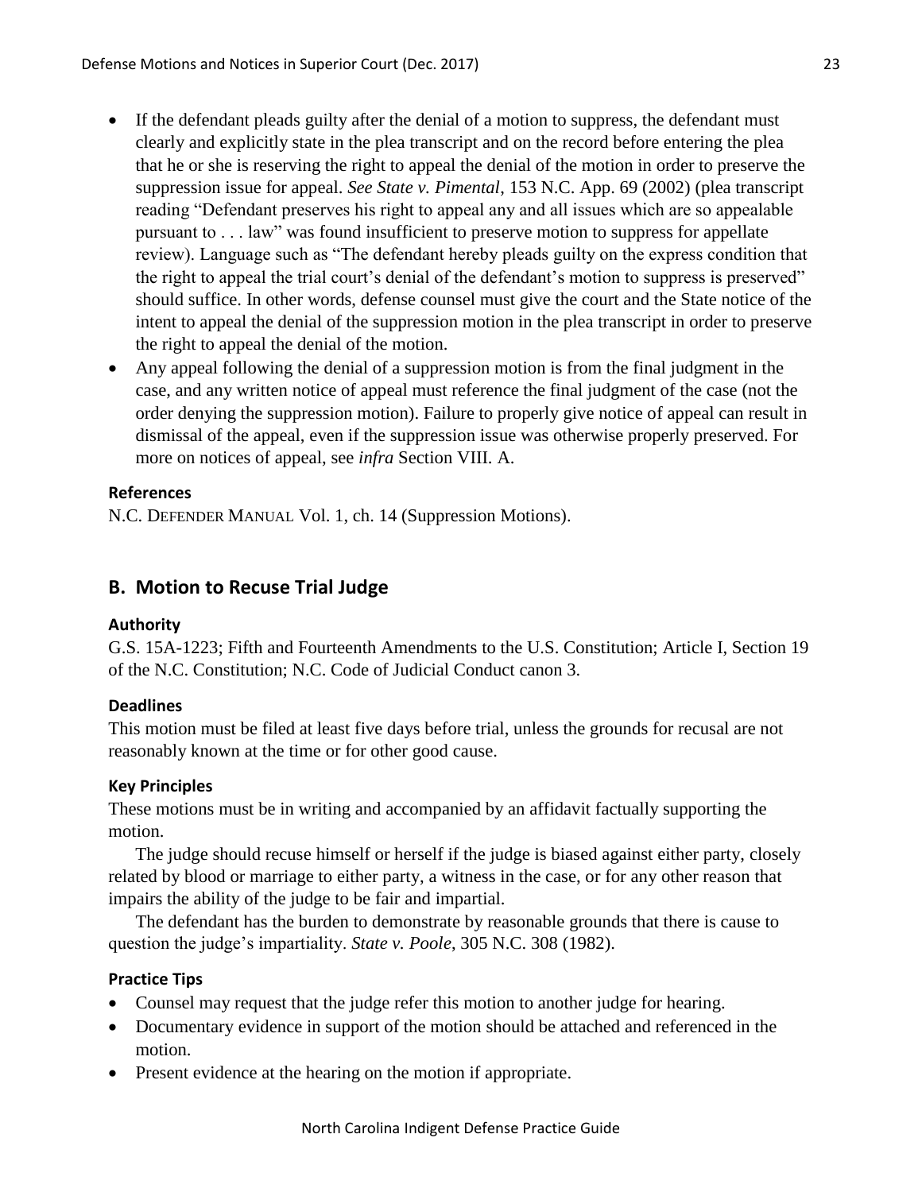- If the defendant pleads guilty after the denial of a motion to suppress, the defendant must clearly and explicitly state in the plea transcript and on the record before entering the plea that he or she is reserving the right to appeal the denial of the motion in order to preserve the suppression issue for appeal. *See State v. Pimental*, 153 N.C. App. 69 (2002) (plea transcript reading "Defendant preserves his right to appeal any and all issues which are so appealable pursuant to . . . law" was found insufficient to preserve motion to suppress for appellate review). Language such as "The defendant hereby pleads guilty on the express condition that the right to appeal the trial court's denial of the defendant's motion to suppress is preserved" should suffice. In other words, defense counsel must give the court and the State notice of the intent to appeal the denial of the suppression motion in the plea transcript in order to preserve the right to appeal the denial of the motion.
- Any appeal following the denial of a suppression motion is from the final judgment in the case, and any written notice of appeal must reference the final judgment of the case (not the order denying the suppression motion). Failure to properly give notice of appeal can result in dismissal of the appeal, even if the suppression issue was otherwise properly preserved. For more on notices of appeal, see *infra* Section VIII. A.

#### References

N.C. DEFENDER MANUAL Vol. 1, ch. 14 (Suppression Motions).

## B. Motion to Recuse Trial Judge

#### Authority

G.S. 15A-1223; Fifth and Fourteenth Amendments to the U.S. Constitution; Article I, Section 19 of the N.C. Constitution; N.C. Code of Judicial Conduct canon 3.

#### Deadlines

This motion must be filed at least five days before trial, unless the grounds for recusal are not reasonably known at the time or for other good cause.

#### Key Principles

These motions must be in writing and accompanied by an affidavit factually supporting the motion.

The judge should recuse himself or herself if the judge is biased against either party, closely related by blood or marriage to either party, a witness in the case, or for any other reason that impairs the ability of the judge to be fair and impartial.

The defendant has the burden to demonstrate by reasonable grounds that there is cause to question the judge's impartiality. *State v. Poole*, 305 N.C. 308 (1982).

#### Practice Tips

- Counsel may request that the judge refer this motion to another judge for hearing.
- Documentary evidence in support of the motion should be attached and referenced in the motion.
- Present evidence at the hearing on the motion if appropriate.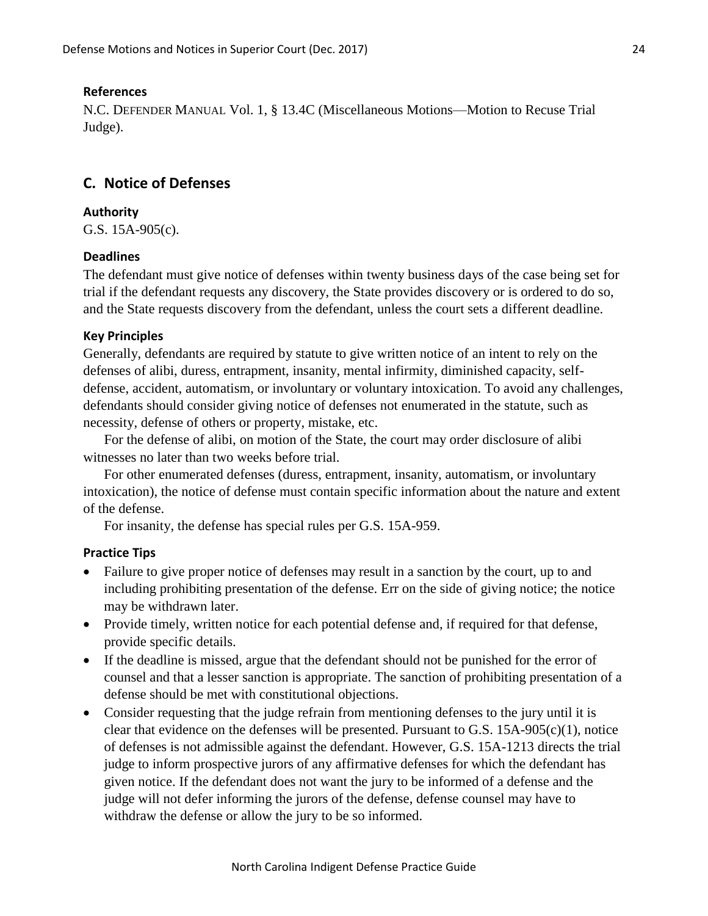#### References

N.C. DEFENDER MANUAL Vol. 1, § 13.4C (Miscellaneous Motions—Motion to Recuse Trial Judge).

## C. Notice of Defenses

#### Authority

G.S. 15A-905(c).

#### Deadlines

The defendant must give notice of defenses within twenty business days of the case being set for trial if the defendant requests any discovery, the State provides discovery or is ordered to do so, and the State requests discovery from the defendant, unless the court sets a different deadline.

#### Key Principles

Generally, defendants are required by statute to give written notice of an intent to rely on the defenses of alibi, duress, entrapment, insanity, mental infirmity, diminished capacity, self-defense, accident, automatism, or involuntary or voluntary intoxication. To avoid any challenges, defendants should consider giving notice of defenses not enumerated in the statute, such as necessity, defense of others or property, mistake, etc.

For the defense of alibi, on motion of the State, the court may order disclosure of alibi witnesses no later than two weeks before trial.

For other enumerated defenses (duress, entrapment, insanity, automatism, or involuntary intoxication), the notice of defense must contain specific information about the nature and extent of the defense.

For insanity, the defense has special rules per G.S. 15A-959.

#### Practice Tips

- Failure to give proper notice of defenses may result in a sanction by the court, up to and including prohibiting presentation of the defense. Err on the side of giving notice; the notice may be withdrawn later.
- Provide timely, written notice for each potential defense and, if required for that defense, provide specific details.
- If the deadline is missed, argue that the defendant should not be punished for the error of counsel and that a lesser sanction is appropriate. The sanction of prohibiting presentation of a defense should be met with constitutional objections.
- Consider requesting that the judge refrain from mentioning defenses to the jury until it is clear that evidence on the defenses will be presented. Pursuant to G.S. 15A-905(c)(1), notice of defenses is not admissible against the defendant. However, G.S. 15A-1213 directs the trial judge to inform prospective jurors of any affirmative defenses for which the defendant has given notice. If the defendant does not want the jury to be informed of a defense and the judge will not defer informing the jurors of the defense, defense counsel may have to withdraw the defense or allow the jury to be so informed.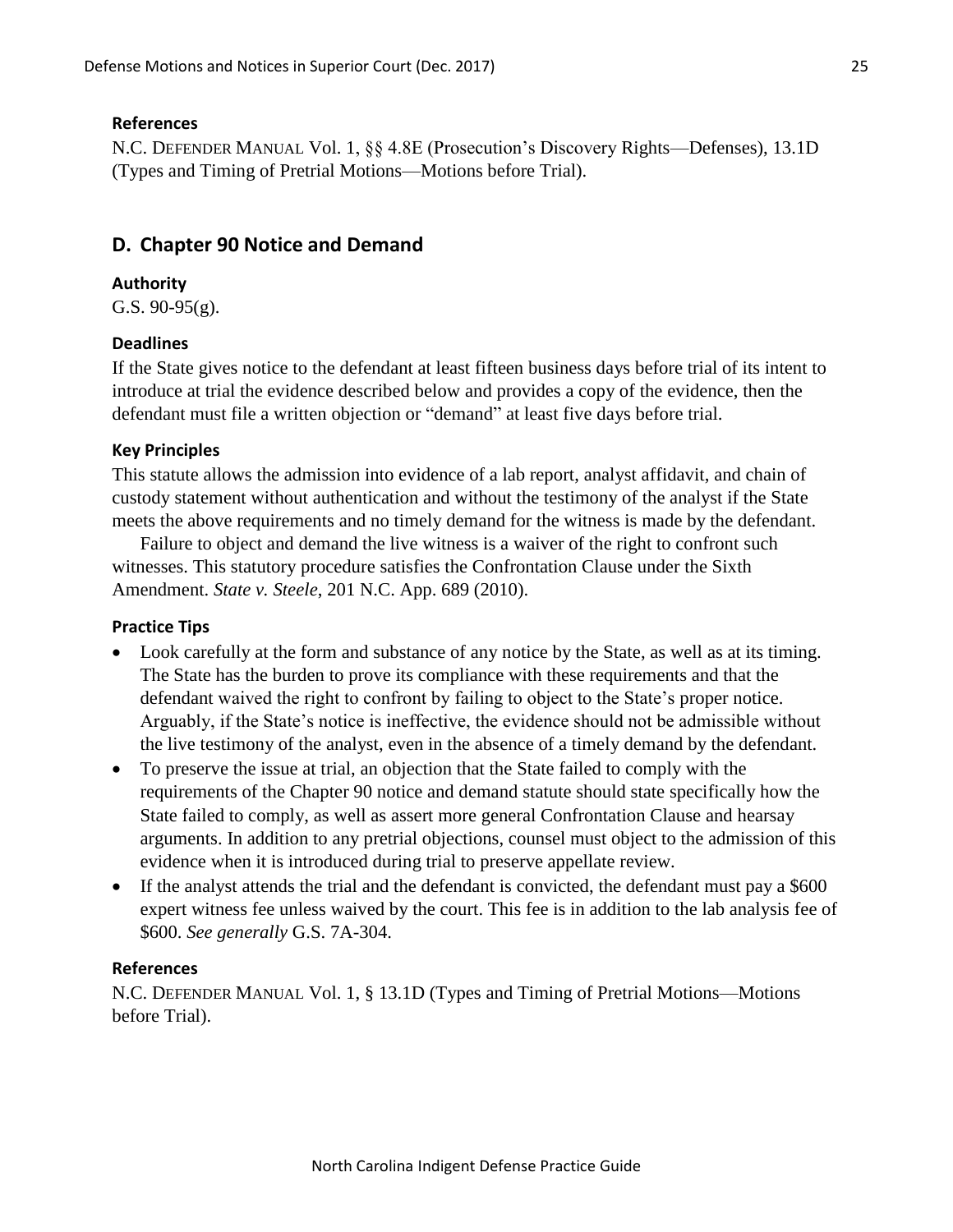#### References

N.C. DEFENDER MANUAL Vol. 1, §§ 4.8E (Prosecution's Discovery Rights—Defenses), 13.1D (Types and Timing of Pretrial Motions—Motions before Trial).

## D. Chapter 90 Notice and Demand

#### Authority

G.S. 90-95(g).

#### Deadlines

If the State gives notice to the defendant at least fifteen business days before trial of its intent to introduce at trial the evidence described below and provides a copy of the evidence, then the defendant must file a written objection or "demand" at least five days before trial.

#### Key Principles

This statute allows the admission into evidence of a lab report, analyst affidavit, and chain of custody statement without authentication and without the testimony of the analyst if the State meets the above requirements and no timely demand for the witness is made by the defendant.

Failure to object and demand the live witness is a waiver of the right to confront such witnesses. This statutory procedure satisfies the Confrontation Clause under the Sixth Amendment. *State v. Steele*, 201 N.C. App. 689 (2010).

#### Practice Tips

- Look carefully at the form and substance of any notice by the State, as well as at its timing. The State has the burden to prove its compliance with these requirements and that the defendant waived the right to confront by failing to object to the State's proper notice. Arguably, if the State's notice is ineffective, the evidence should not be admissible without the live testimony of the analyst, even in the absence of a timely demand by the defendant.
- To preserve the issue at trial, an objection that the State failed to comply with the requirements of the Chapter 90 notice and demand statute should state specifically how the State failed to comply, as well as assert more general Confrontation Clause and hearsay arguments. In addition to any pretrial objections, counsel must object to the admission of this evidence when it is introduced during trial to preserve appellate review.
- If the analyst attends the trial and the defendant is convicted, the defendant must pay a $600 expert witness fee unless waived by the court. This fee is in addition to the lab analysis fee of $600. *See generally* G.S. 7A-304.

#### References

N.C. DEFENDER MANUAL Vol. 1, § 13.1D (Types and Timing of Pretrial Motions—Motions before Trial).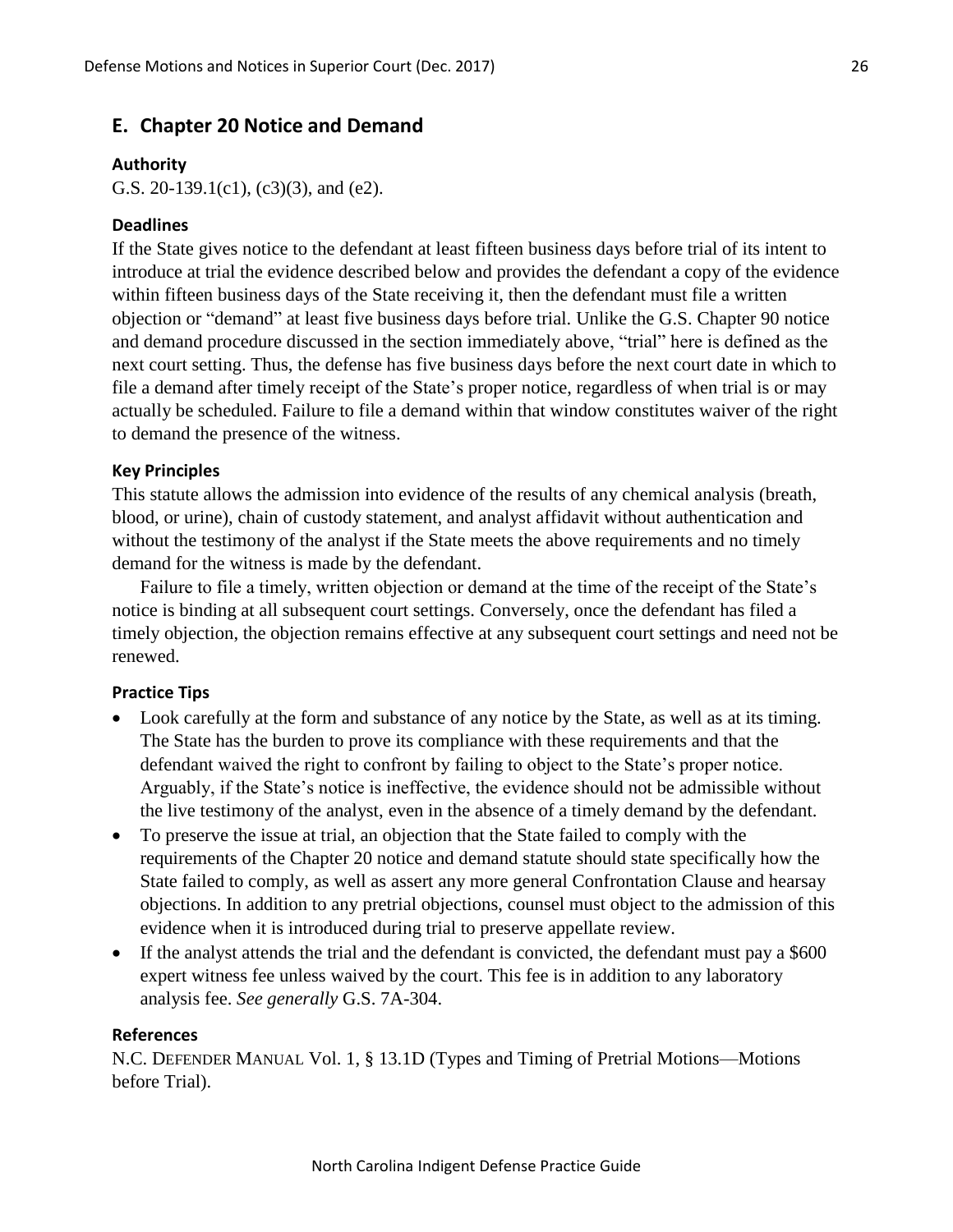## E. Chapter 20 Notice and Demand

### Authority

G.S. 20-139.1(c1), (c3)(3), and (e2).

### Deadlines

If the State gives notice to the defendant at least fifteen business days before trial of its intent to introduce at trial the evidence described below and provides the defendant a copy of the evidence within fifteen business days of the State receiving it, then the defendant must file a written objection or "demand" at least five business days before trial. Unlike the G.S. Chapter 90 notice and demand procedure discussed in the section immediately above, "trial" here is defined as the next court setting. Thus, the defense has five business days before the next court date in which to file a demand after timely receipt of the State's proper notice, regardless of when trial is or may actually be scheduled. Failure to file a demand within that window constitutes waiver of the right to demand the presence of the witness.

### Key Principles

This statute allows the admission into evidence of the results of any chemical analysis (breath, blood, or urine), chain of custody statement, and analyst affidavit without authentication and without the testimony of the analyst if the State meets the above requirements and no timely demand for the witness is made by the defendant.

Failure to file a timely, written objection or demand at the time of the receipt of the State's notice is binding at all subsequent court settings. Conversely, once the defendant has filed a timely objection, the objection remains effective at any subsequent court settings and need not be renewed.

### Practice Tips

- Look carefully at the form and substance of any notice by the State, as well as at its timing. The State has the burden to prove its compliance with these requirements and that the defendant waived the right to confront by failing to object to the State's proper notice. Arguably, if the State's notice is ineffective, the evidence should not be admissible without the live testimony of the analyst, even in the absence of a timely demand by the defendant.
- To preserve the issue at trial, an objection that the State failed to comply with the requirements of the Chapter 20 notice and demand statute should state specifically how the State failed to comply, as well as assert any more general Confrontation Clause and hearsay objections. In addition to any pretrial objections, counsel must object to the admission of this evidence when it is introduced during trial to preserve appellate review.
- If the analyst attends the trial and the defendant is convicted, the defendant must pay a $600 expert witness fee unless waived by the court. This fee is in addition to any laboratory analysis fee. *See generally* G.S. 7A-304.

### References

N.C. DEFENDER MANUAL Vol. 1, § 13.1D (Types and Timing of Pretrial Motions—Motions before Trial).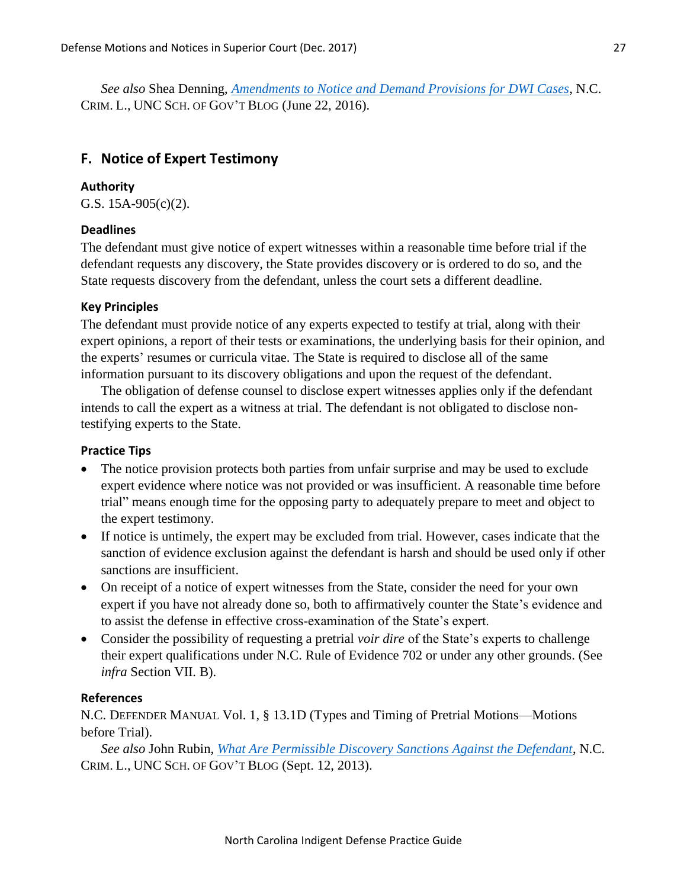*See also* Shea Denning, [*Amendments to Notice and Demand Provisions for DWI Cases*], N.C. CRIM. L., UNC SCH. OF GOV'T BLOG (June 22, 2016).

## F. Notice of Expert Testimony

### Authority

G.S. 15A-905(c)(2).

### Deadlines

The defendant must give notice of expert witnesses within a reasonable time before trial if the defendant requests any discovery, the State provides discovery or is ordered to do so, and the State requests discovery from the defendant, unless the court sets a different deadline.

### Key Principles

The defendant must provide notice of any experts expected to testify at trial, along with their expert opinions, a report of their tests or examinations, the underlying basis for their opinion, and the experts' resumes or curricula vitae. The State is required to disclose all of the same information pursuant to its discovery obligations and upon the request of the defendant.

The obligation of defense counsel to disclose expert witnesses applies only if the defendant intends to call the expert as a witness at trial. The defendant is not obligated to disclose non-testifying experts to the State.

### Practice Tips

- The notice provision protects both parties from unfair surprise and may be used to exclude expert evidence where notice was not provided or was insufficient. A reasonable time before trial" means enough time for the opposing party to adequately prepare to meet and object to the expert testimony.
- If notice is untimely, the expert may be excluded from trial. However, cases indicate that the sanction of evidence exclusion against the defendant is harsh and should be used only if other sanctions are insufficient.
- On receipt of a notice of expert witnesses from the State, consider the need for your own expert if you have not already done so, both to affirmatively counter the State's evidence and to assist the defense in effective cross-examination of the State's expert.
- Consider the possibility of requesting a pretrial *voir dire* of the State's experts to challenge their expert qualifications under N.C. Rule of Evidence 702 or under any other grounds. (See *infra* Section VII. B).

### References

N.C. DEFENDER MANUAL Vol. 1, § 13.1D (Types and Timing of Pretrial Motions—Motions before Trial).

*See also* John Rubin, [*What Are Permissible Discovery Sanctions Against the Defendant*], N.C. CRIM. L., UNC SCH. OF GOV'T BLOG (Sept. 12, 2013).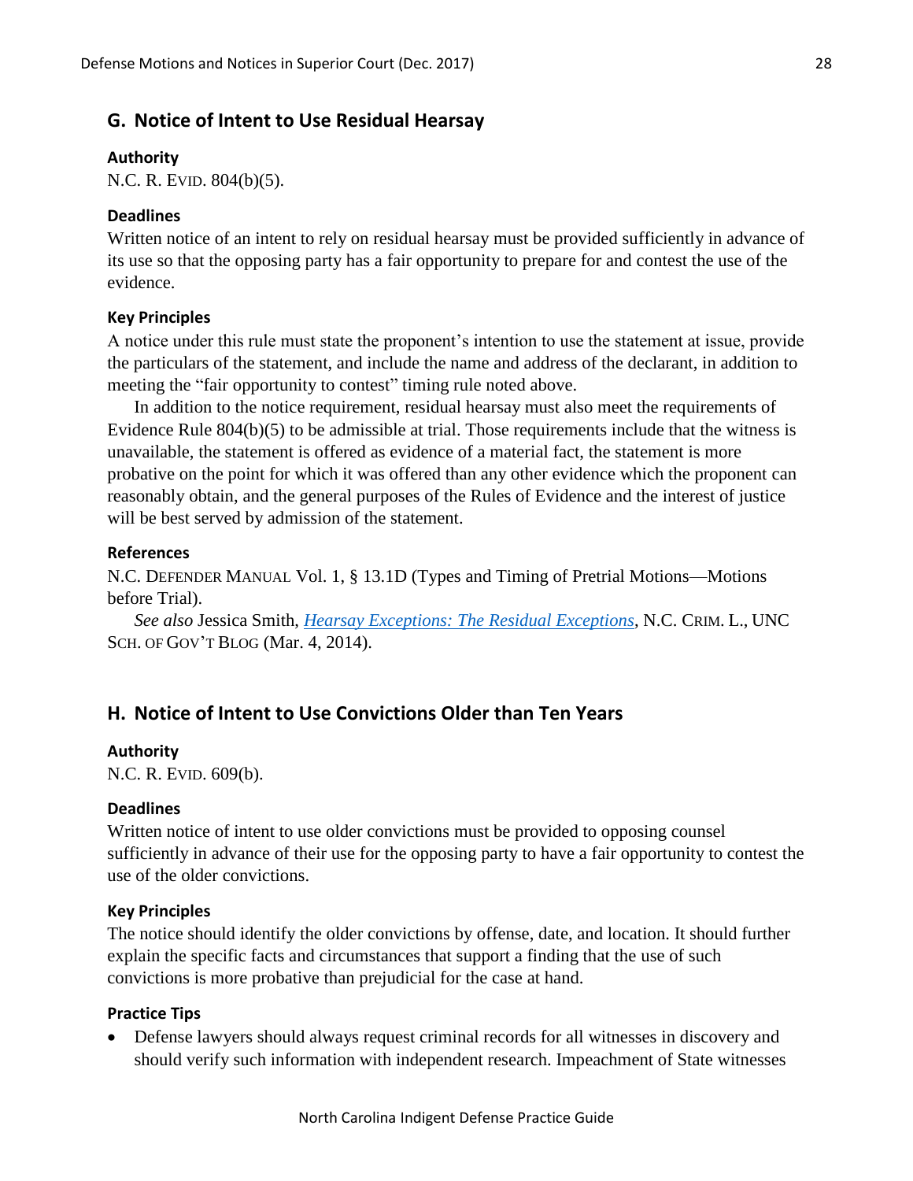## G. Notice of Intent to Use Residual Hearsay

#### Authority

N.C. R. EVID. 804(b)(5).

#### Deadlines

Written notice of an intent to rely on residual hearsay must be provided sufficiently in advance of its use so that the opposing party has a fair opportunity to prepare for and contest the use of the evidence.

#### Key Principles

A notice under this rule must state the proponent's intention to use the statement at issue, provide the particulars of the statement, and include the name and address of the declarant, in addition to meeting the "fair opportunity to contest" timing rule noted above.

In addition to the notice requirement, residual hearsay must also meet the requirements of Evidence Rule 804(b)(5) to be admissible at trial. Those requirements include that the witness is unavailable, the statement is offered as evidence of a material fact, the statement is more probative on the point for which it was offered than any other evidence which the proponent can reasonably obtain, and the general purposes of the Rules of Evidence and the interest of justice will be best served by admission of the statement.

#### References

N.C. DEFENDER MANUAL Vol. 1, § 13.1D (Types and Timing of Pretrial Motions—Motions before Trial).

*See also* Jessica Smith, *Hearsay Exceptions: The Residual Exceptions*, N.C. CRIM. L., UNC SCH. OF GOV'T BLOG (Mar. 4, 2014).

## H. Notice of Intent to Use Convictions Older than Ten Years

#### Authority

N.C. R. EVID. 609(b).

#### Deadlines

Written notice of intent to use older convictions must be provided to opposing counsel sufficiently in advance of their use for the opposing party to have a fair opportunity to contest the use of the older convictions.

#### Key Principles

The notice should identify the older convictions by offense, date, and location. It should further explain the specific facts and circumstances that support a finding that the use of such convictions is more probative than prejudicial for the case at hand.

#### Practice Tips

- Defense lawyers should always request criminal records for all witnesses in discovery and should verify such information with independent research. Impeachment of State witnesses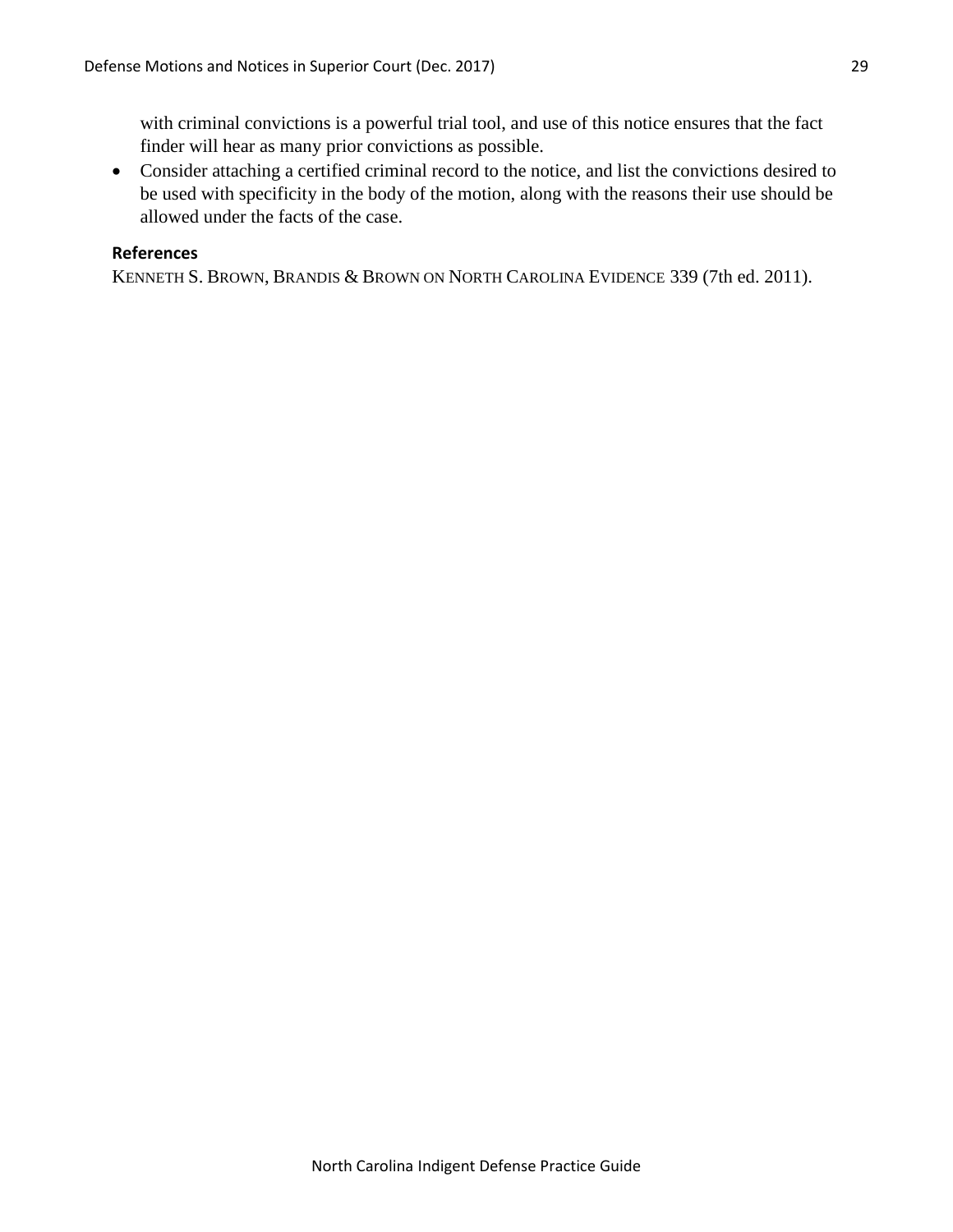with criminal convictions is a powerful trial tool, and use of this notice ensures that the fact finder will hear as many prior convictions as possible.

- Consider attaching a certified criminal record to the notice, and list the convictions desired to be used with specificity in the body of the motion, along with the reasons their use should be allowed under the facts of the case.

**References**

KENNETH S. BROWN, BRANDIS & BROWN ON NORTH CAROLINA EVIDENCE 339 (7th ed. 2011).